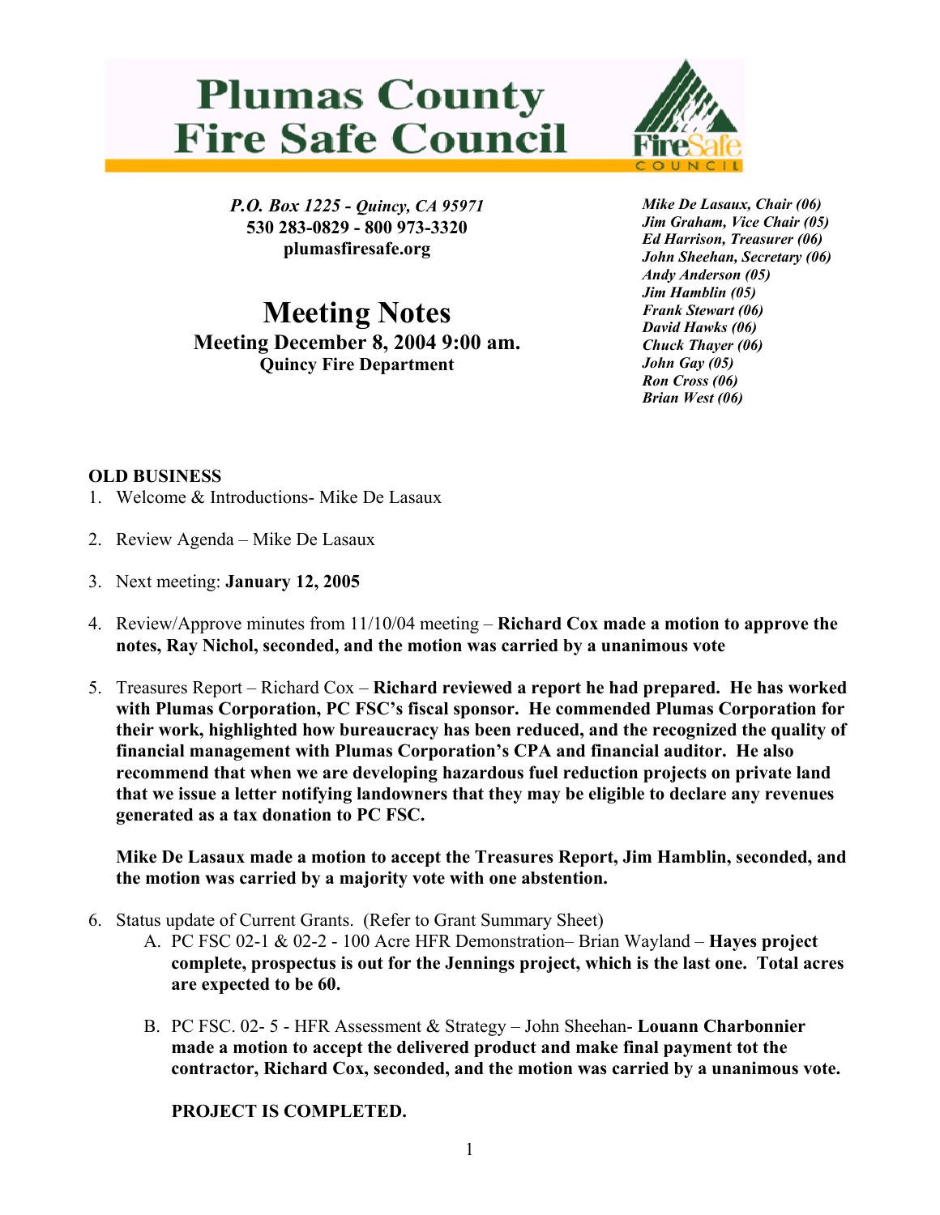# Plumas County Fire Safe Council

*P.O. Box 1225 - Quincy, CA 95971*
**530 283-0829 - 800 973-3320**
**plumasfiresafe.org**

***Mike De Lasaux, Chair (06)***
***Jim Graham, Vice Chair (05)***
***Ed Harrison, Treasurer (06)***
***John Sheehan, Secretary (06)***
***Andy Anderson (05)***
***Jim Hamblin (05)***
***Frank Stewart (06)***
***David Hawks (06)***
***Chuck Thayer (06)***
***John Gay (05)***
***Ron Cross (06)***
***Brian West (06)***

## Meeting Notes

**Meeting December 8, 2004 9:00 am.**
**Quincy Fire Department**

### OLD BUSINESS

1. Welcome & Introductions- Mike De Lasaux

2. Review Agenda – Mike De Lasaux

3. Next meeting: **January 12, 2005**

4. Review/Approve minutes from 11/10/04 meeting – **Richard Cox made a motion to approve the notes, Ray Nichol, seconded, and the motion was carried by a unanimous vote**

5. Treasures Report – Richard Cox – **Richard reviewed a report he had prepared. He has worked with Plumas Corporation, PC FSC's fiscal sponsor. He commended Plumas Corporation for their work, highlighted how bureaucracy has been reduced, and the recognized the quality of financial management with Plumas Corporation's CPA and financial auditor. He also recommend that when we are developing hazardous fuel reduction projects on private land that we issue a letter notifying landowners that they may be eligible to declare any revenues generated as a tax donation to PC FSC.**

   **Mike De Lasaux made a motion to accept the Treasures Report, Jim Hamblin, seconded, and the motion was carried by a majority vote with one abstention.**

6. Status update of Current Grants. (Refer to Grant Summary Sheet)
   A. PC FSC 02-1 & 02-2 - 100 Acre HFR Demonstration– Brian Wayland – **Hayes project complete, prospectus is out for the Jennings project, which is the last one. Total acres are expected to be 60.**

   B. PC FSC. 02- 5 - HFR Assessment & Strategy – John Sheehan- **Louann Charbonnier made a motion to accept the delivered product and make final payment tot the contractor, Richard Cox, seconded, and the motion was carried by a unanimous vote.**

   **PROJECT IS COMPLETED.**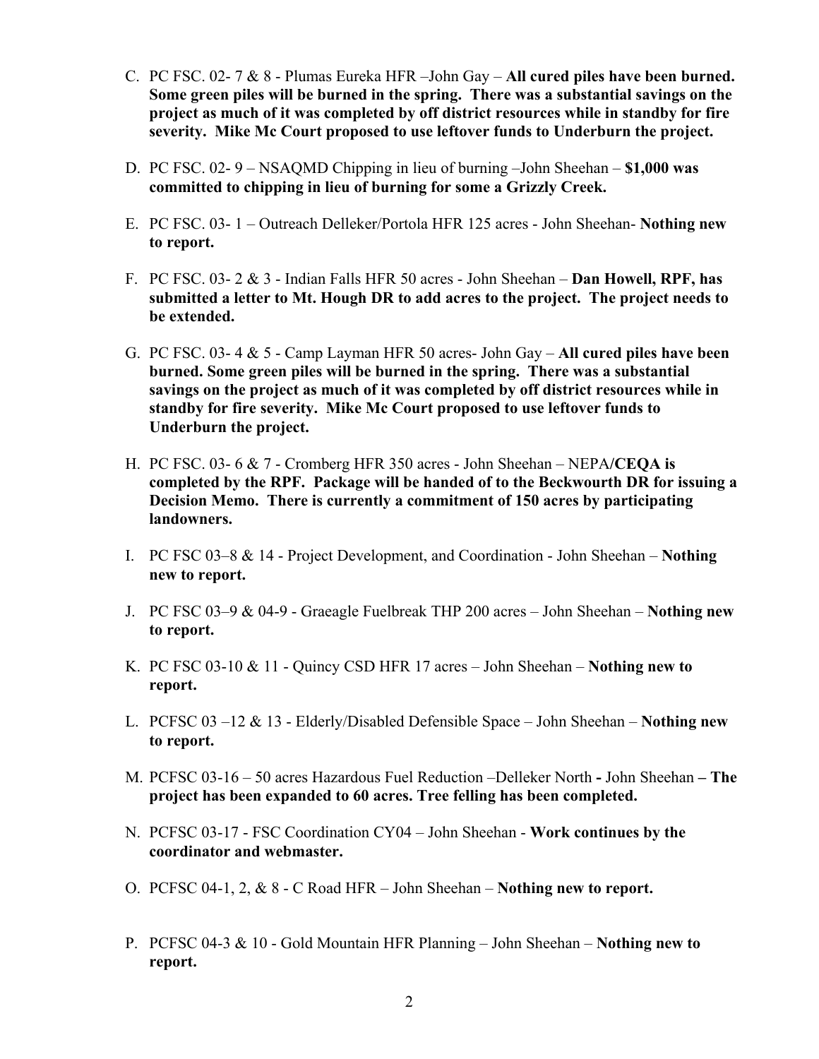C. PC FSC. 02- 7 & 8 - Plumas Eureka HFR –John Gay – **All cured piles have been burned. Some green piles will be burned in the spring. There was a substantial savings on the project as much of it was completed by off district resources while in standby for fire severity. Mike Mc Court proposed to use leftover funds to Underburn the project.**

D. PC FSC. 02- 9 – NSAQMD Chipping in lieu of burning –John Sheehan – **$1,000 was committed to chipping in lieu of burning for some a Grizzly Creek.**

E. PC FSC. 03- 1 – Outreach Delleker/Portola HFR 125 acres - John Sheehan- **Nothing new to report.**

F. PC FSC. 03- 2 & 3 - Indian Falls HFR 50 acres - John Sheehan – **Dan Howell, RPF, has submitted a letter to Mt. Hough DR to add acres to the project. The project needs to be extended.**

G. PC FSC. 03- 4 & 5 - Camp Layman HFR 50 acres- John Gay – **All cured piles have been burned. Some green piles will be burned in the spring. There was a substantial savings on the project as much of it was completed by off district resources while in standby for fire severity. Mike Mc Court proposed to use leftover funds to Underburn the project.**

H. PC FSC. 03- 6 & 7 - Cromberg HFR 350 acres - John Sheehan – NEPA**/CEQA is completed by the RPF. Package will be handed of to the Beckwourth DR for issuing a Decision Memo. There is currently a commitment of 150 acres by participating landowners.**

I. PC FSC 03–8 & 14 - Project Development, and Coordination - John Sheehan – **Nothing new to report.**

J. PC FSC 03–9 & 04-9 - Graeagle Fuelbreak THP 200 acres – John Sheehan – **Nothing new to report.**

K. PC FSC 03-10 & 11 - Quincy CSD HFR 17 acres – John Sheehan – **Nothing new to report.**

L. PCFSC 03 –12 & 13 - Elderly/Disabled Defensible Space – John Sheehan – **Nothing new to report.**

M. PCFSC 03-16 – 50 acres Hazardous Fuel Reduction –Delleker North **-** John Sheehan **– The project has been expanded to 60 acres. Tree felling has been completed.**

N. PCFSC 03-17 - FSC Coordination CY04 – John Sheehan - **Work continues by the coordinator and webmaster.**

O. PCFSC 04-1, 2, & 8 - C Road HFR – John Sheehan – **Nothing new to report.**

P. PCFSC 04-3 & 10 - Gold Mountain HFR Planning – John Sheehan – **Nothing new to report.**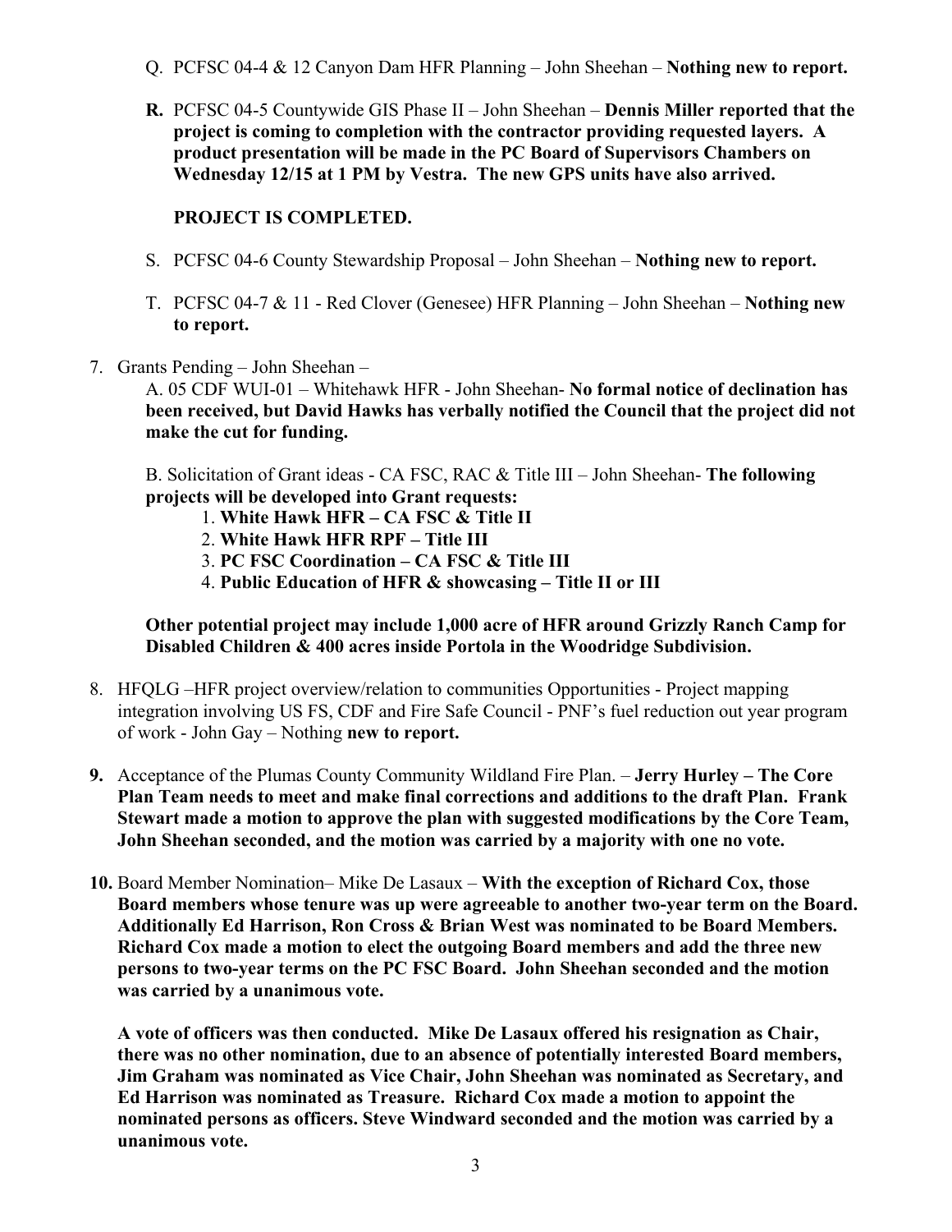Q. PCFSC 04-4 & 12 Canyon Dam HFR Planning – John Sheehan – **Nothing new to report.**

**R.** PCFSC 04-5 Countywide GIS Phase II – John Sheehan – **Dennis Miller reported that the project is coming to completion with the contractor providing requested layers. A product presentation will be made in the PC Board of Supervisors Chambers on Wednesday 12/15 at 1 PM by Vestra. The new GPS units have also arrived.**

**PROJECT IS COMPLETED.**

S. PCFSC 04-6 County Stewardship Proposal – John Sheehan – **Nothing new to report.**

T. PCFSC 04-7 & 11 - Red Clover (Genesee) HFR Planning – John Sheehan – **Nothing new to report.**

7. Grants Pending – John Sheehan –

A. 05 CDF WUI-01 – Whitehawk HFR - John Sheehan- **No formal notice of declination has been received, but David Hawks has verbally notified the Council that the project did not make the cut for funding.**

B. Solicitation of Grant ideas - CA FSC, RAC & Title III – John Sheehan- **The following projects will be developed into Grant requests:**

1. **White Hawk HFR – CA FSC & Title II**
2. **White Hawk HFR RPF – Title III**
3. **PC FSC Coordination – CA FSC & Title III**
4. **Public Education of HFR & showcasing – Title II or III**

**Other potential project may include 1,000 acre of HFR around Grizzly Ranch Camp for Disabled Children & 400 acres inside Portola in the Woodridge Subdivision.**

8. HFQLG –HFR project overview/relation to communities Opportunities - Project mapping integration involving US FS, CDF and Fire Safe Council - PNF's fuel reduction out year program of work - John Gay – Nothing **new to report.**

**9.** Acceptance of the Plumas County Community Wildland Fire Plan. – **Jerry Hurley – The Core Plan Team needs to meet and make final corrections and additions to the draft Plan. Frank Stewart made a motion to approve the plan with suggested modifications by the Core Team, John Sheehan seconded, and the motion was carried by a majority with one no vote.**

**10.** Board Member Nomination– Mike De Lasaux – **With the exception of Richard Cox, those Board members whose tenure was up were agreeable to another two-year term on the Board. Additionally Ed Harrison, Ron Cross & Brian West was nominated to be Board Members. Richard Cox made a motion to elect the outgoing Board members and add the three new persons to two-year terms on the PC FSC Board. John Sheehan seconded and the motion was carried by a unanimous vote.**

**A vote of officers was then conducted. Mike De Lasaux offered his resignation as Chair, there was no other nomination, due to an absence of potentially interested Board members, Jim Graham was nominated as Vice Chair, John Sheehan was nominated as Secretary, and Ed Harrison was nominated as Treasure. Richard Cox made a motion to appoint the nominated persons as officers. Steve Windward seconded and the motion was carried by a unanimous vote.**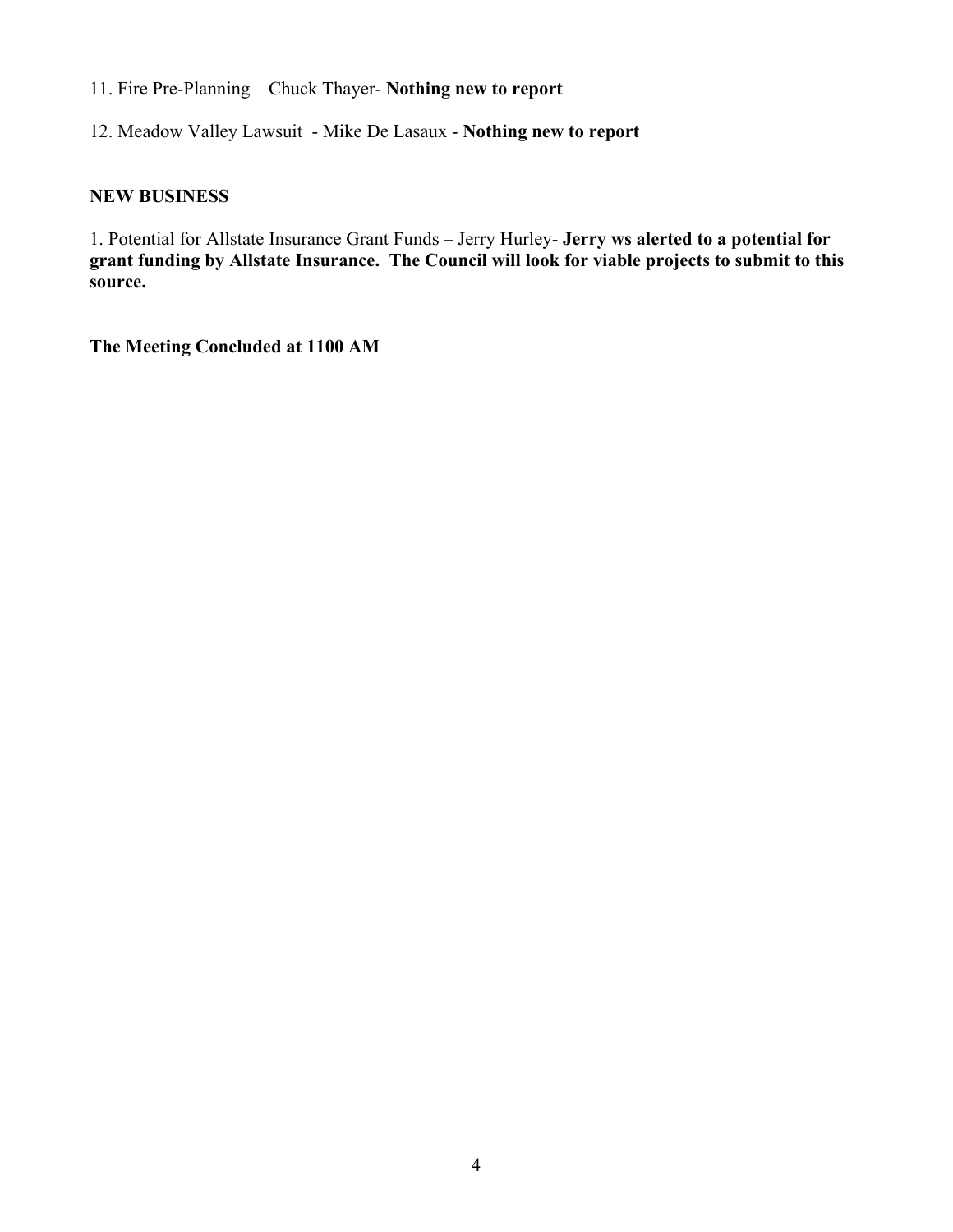11. Fire Pre-Planning – Chuck Thayer- **Nothing new to report**

12. Meadow Valley Lawsuit - Mike De Lasaux - **Nothing new to report**

**NEW BUSINESS**

1. Potential for Allstate Insurance Grant Funds – Jerry Hurley- **Jerry ws alerted to a potential for grant funding by Allstate Insurance. The Council will look for viable projects to submit to this source.**

**The Meeting Concluded at 1100 AM**